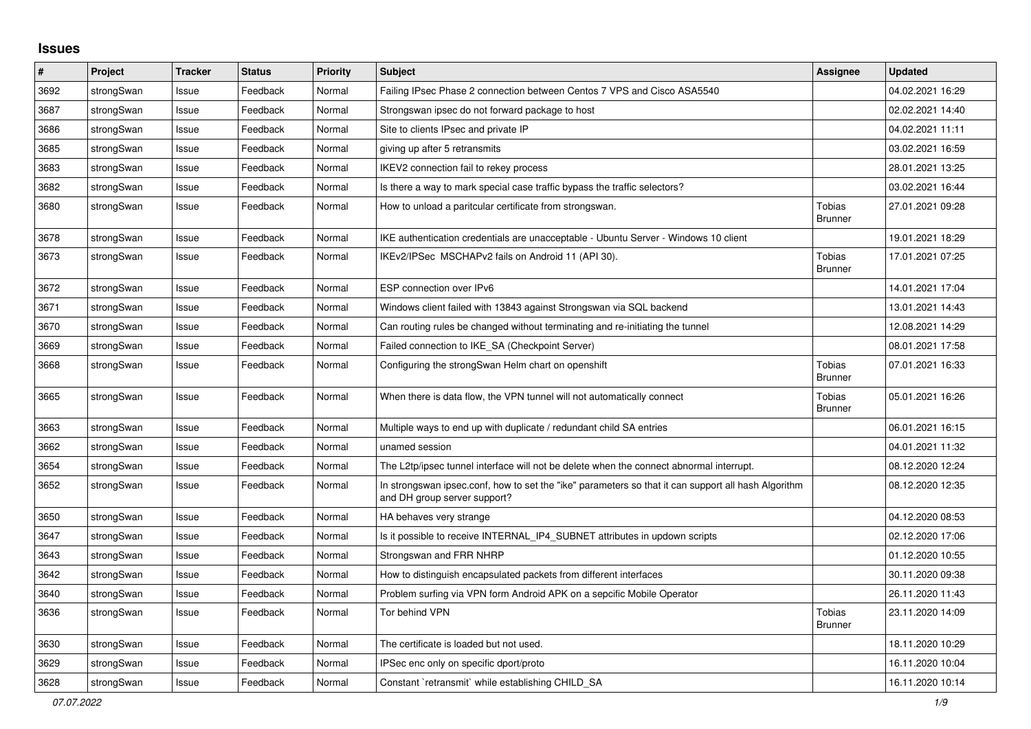# Issues

| # | Project | Tracker | Status | Priority | Subject | Assignee | Updated |
|---|---|---|---|---|---|---|---|
| 3692 | strongSwan | Issue | Feedback | Normal | Failing IPsec Phase 2 connection between Centos 7 VPS and Cisco ASA5540 | | 04.02.2021 16:29 |
| 3687 | strongSwan | Issue | Feedback | Normal | Strongswan ipsec do not forward package to host | | 02.02.2021 14:40 |
| 3686 | strongSwan | Issue | Feedback | Normal | Site to clients IPsec and private IP | | 04.02.2021 11:11 |
| 3685 | strongSwan | Issue | Feedback | Normal | giving up after 5 retransmits | | 03.02.2021 16:59 |
| 3683 | strongSwan | Issue | Feedback | Normal | IKEV2 connection fail to rekey process | | 28.01.2021 13:25 |
| 3682 | strongSwan | Issue | Feedback | Normal | Is there a way to mark special case traffic bypass the traffic selectors? | | 03.02.2021 16:44 |
| 3680 | strongSwan | Issue | Feedback | Normal | How to unload a paritcular certificate from strongswan. | Tobias Brunner | 27.01.2021 09:28 |
| 3678 | strongSwan | Issue | Feedback | Normal | IKE authentication credentials are unacceptable - Ubuntu Server - Windows 10 client | | 19.01.2021 18:29 |
| 3673 | strongSwan | Issue | Feedback | Normal | IKEv2/IPSec MSCHAPv2 fails on Android 11 (API 30). | Tobias Brunner | 17.01.2021 07:25 |
| 3672 | strongSwan | Issue | Feedback | Normal | ESP connection over IPv6 | | 14.01.2021 17:04 |
| 3671 | strongSwan | Issue | Feedback | Normal | Windows client failed with 13843 against Strongswan via SQL backend | | 13.01.2021 14:43 |
| 3670 | strongSwan | Issue | Feedback | Normal | Can routing rules be changed without terminating and re-initiating the tunnel | | 12.08.2021 14:29 |
| 3669 | strongSwan | Issue | Feedback | Normal | Failed connection to IKE_SA (Checkpoint Server) | | 08.01.2021 17:58 |
| 3668 | strongSwan | Issue | Feedback | Normal | Configuring the strongSwan Helm chart on openshift | Tobias Brunner | 07.01.2021 16:33 |
| 3665 | strongSwan | Issue | Feedback | Normal | When there is data flow, the VPN tunnel will not automatically connect | Tobias Brunner | 05.01.2021 16:26 |
| 3663 | strongSwan | Issue | Feedback | Normal | Multiple ways to end up with duplicate / redundant child SA entries | | 06.01.2021 16:15 |
| 3662 | strongSwan | Issue | Feedback | Normal | unamed session | | 04.01.2021 11:32 |
| 3654 | strongSwan | Issue | Feedback | Normal | The L2tp/ipsec tunnel interface will not be delete when the connect abnormal interrupt. | | 08.12.2020 12:24 |
| 3652 | strongSwan | Issue | Feedback | Normal | In strongswan ipsec.conf, how to set the "ike" parameters so that it can support all hash Algorithm and DH group server support? | | 08.12.2020 12:35 |
| 3650 | strongSwan | Issue | Feedback | Normal | HA behaves very strange | | 04.12.2020 08:53 |
| 3647 | strongSwan | Issue | Feedback | Normal | Is it possible to receive INTERNAL_IP4_SUBNET attributes in updown scripts | | 02.12.2020 17:06 |
| 3643 | strongSwan | Issue | Feedback | Normal | Strongswan and FRR NHRP | | 01.12.2020 10:55 |
| 3642 | strongSwan | Issue | Feedback | Normal | How to distinguish encapsulated packets from different interfaces | | 30.11.2020 09:38 |
| 3640 | strongSwan | Issue | Feedback | Normal | Problem surfing via VPN form Android APK on a sepcific Mobile Operator | | 26.11.2020 11:43 |
| 3636 | strongSwan | Issue | Feedback | Normal | Tor behind VPN | Tobias Brunner | 23.11.2020 14:09 |
| 3630 | strongSwan | Issue | Feedback | Normal | The certificate is loaded but not used. | | 18.11.2020 10:29 |
| 3629 | strongSwan | Issue | Feedback | Normal | IPSec enc only on specific dport/proto | | 16.11.2020 10:04 |
| 3628 | strongSwan | Issue | Feedback | Normal | Constant `retransmit` while establishing CHILD_SA | | 16.11.2020 10:14 |

*07.07.2022*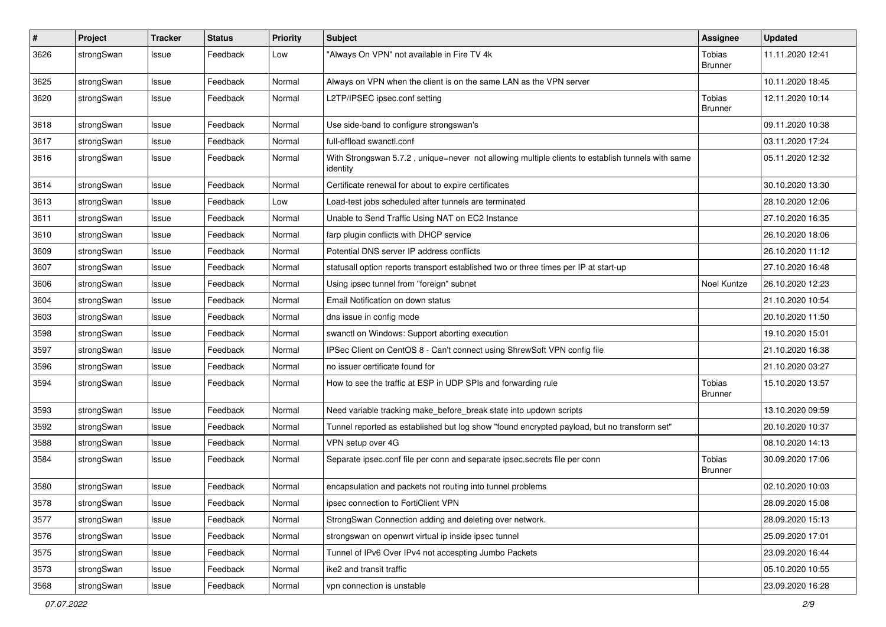| # | Project | Tracker | Status | Priority | Subject | Assignee | Updated |
|---|---|---|---|---|---|---|---|
| 3626 | strongSwan | Issue | Feedback | Low | "Always On VPN" not available in Fire TV 4k | Tobias Brunner | 11.11.2020 12:41 |
| 3625 | strongSwan | Issue | Feedback | Normal | Always on VPN when the client is on the same LAN as the VPN server | | 10.11.2020 18:45 |
| 3620 | strongSwan | Issue | Feedback | Normal | L2TP/IPSEC ipsec.conf setting | Tobias Brunner | 12.11.2020 10:14 |
| 3618 | strongSwan | Issue | Feedback | Normal | Use side-band to configure strongswan's | | 09.11.2020 10:38 |
| 3617 | strongSwan | Issue | Feedback | Normal | full-offload swanctl.conf | | 03.11.2020 17:24 |
| 3616 | strongSwan | Issue | Feedback | Normal | With Strongswan 5.7.2 , unique=never not allowing multiple clients to establish tunnels with same identity | | 05.11.2020 12:32 |
| 3614 | strongSwan | Issue | Feedback | Normal | Certificate renewal for about to expire certificates | | 30.10.2020 13:30 |
| 3613 | strongSwan | Issue | Feedback | Low | Load-test jobs scheduled after tunnels are terminated | | 28.10.2020 12:06 |
| 3611 | strongSwan | Issue | Feedback | Normal | Unable to Send Traffic Using NAT on EC2 Instance | | 27.10.2020 16:35 |
| 3610 | strongSwan | Issue | Feedback | Normal | farp plugin conflicts with DHCP service | | 26.10.2020 18:06 |
| 3609 | strongSwan | Issue | Feedback | Normal | Potential DNS server IP address conflicts | | 26.10.2020 11:12 |
| 3607 | strongSwan | Issue | Feedback | Normal | statusall option reports transport established two or three times per IP at start-up | | 27.10.2020 16:48 |
| 3606 | strongSwan | Issue | Feedback | Normal | Using ipsec tunnel from "foreign" subnet | Noel Kuntze | 26.10.2020 12:23 |
| 3604 | strongSwan | Issue | Feedback | Normal | Email Notification on down status | | 21.10.2020 10:54 |
| 3603 | strongSwan | Issue | Feedback | Normal | dns issue in config mode | | 20.10.2020 11:50 |
| 3598 | strongSwan | Issue | Feedback | Normal | swanctl on Windows: Support aborting execution | | 19.10.2020 15:01 |
| 3597 | strongSwan | Issue | Feedback | Normal | IPSec Client on CentOS 8 - Can't connect using ShrewSoft VPN config file | | 21.10.2020 16:38 |
| 3596 | strongSwan | Issue | Feedback | Normal | no issuer certificate found for | | 21.10.2020 03:27 |
| 3594 | strongSwan | Issue | Feedback | Normal | How to see the traffic at ESP in UDP SPIs and forwarding rule | Tobias Brunner | 15.10.2020 13:57 |
| 3593 | strongSwan | Issue | Feedback | Normal | Need variable tracking make_before_break state into updown scripts | | 13.10.2020 09:59 |
| 3592 | strongSwan | Issue | Feedback | Normal | Tunnel reported as established but log show "found encrypted payload, but no transform set" | | 20.10.2020 10:37 |
| 3588 | strongSwan | Issue | Feedback | Normal | VPN setup over 4G | | 08.10.2020 14:13 |
| 3584 | strongSwan | Issue | Feedback | Normal | Separate ipsec.conf file per conn and separate ipsec.secrets file per conn | Tobias Brunner | 30.09.2020 17:06 |
| 3580 | strongSwan | Issue | Feedback | Normal | encapsulation and packets not routing into tunnel problems | | 02.10.2020 10:03 |
| 3578 | strongSwan | Issue | Feedback | Normal | ipsec connection to FortiClient VPN | | 28.09.2020 15:08 |
| 3577 | strongSwan | Issue | Feedback | Normal | StrongSwan Connection adding and deleting over network. | | 28.09.2020 15:13 |
| 3576 | strongSwan | Issue | Feedback | Normal | strongswan on openwrt virtual ip inside ipsec tunnel | | 25.09.2020 17:01 |
| 3575 | strongSwan | Issue | Feedback | Normal | Tunnel of IPv6 Over IPv4 not accespting Jumbo Packets | | 23.09.2020 16:44 |
| 3573 | strongSwan | Issue | Feedback | Normal | ike2 and transit traffic | | 05.10.2020 10:55 |
| 3568 | strongSwan | Issue | Feedback | Normal | vpn connection is unstable | | 23.09.2020 16:28 |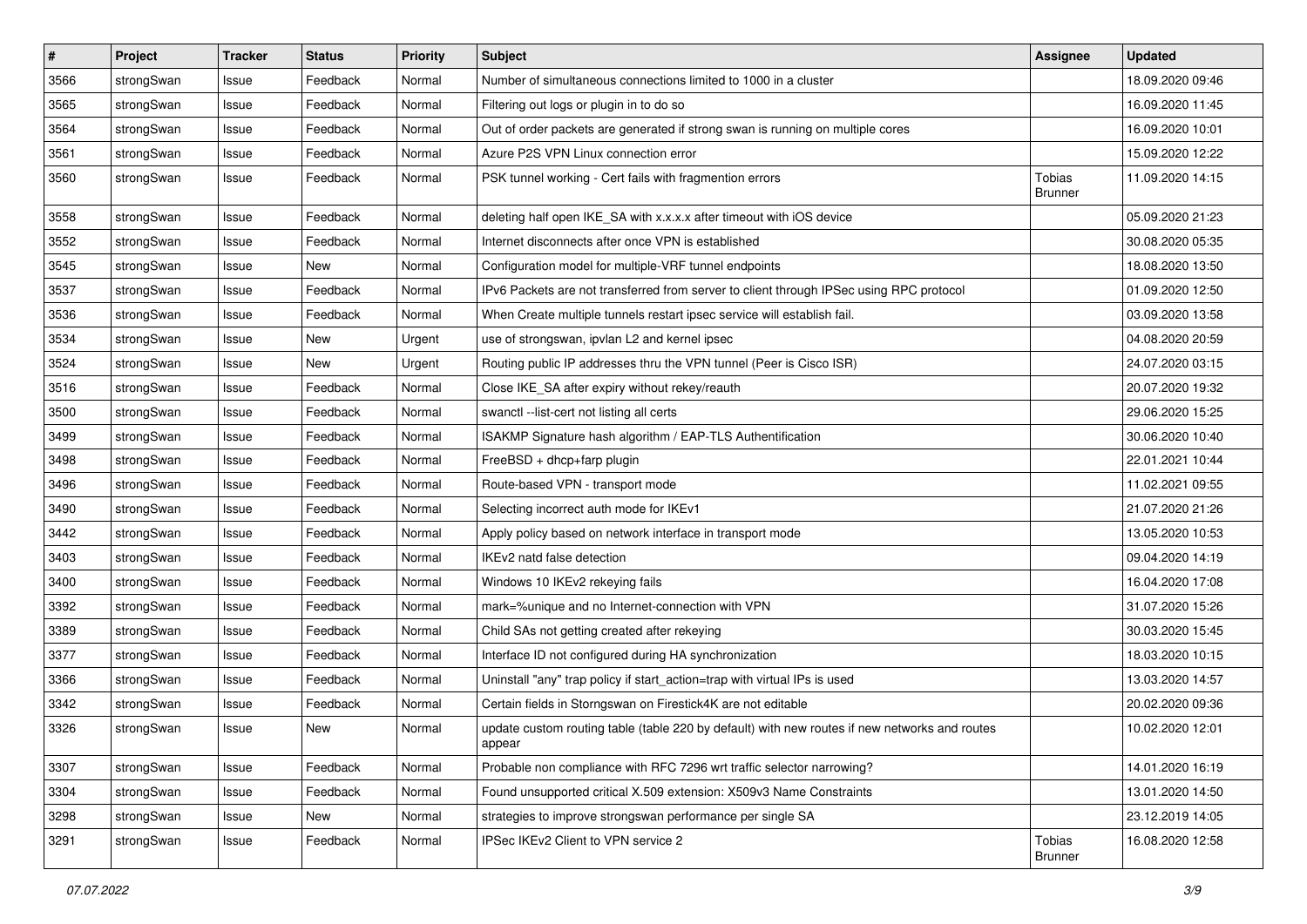| # | Project | Tracker | Status | Priority | Subject | Assignee | Updated |
|---|---|---|---|---|---|---|---|
| 3566 | strongSwan | Issue | Feedback | Normal | Number of simultaneous connections limited to 1000 in a cluster | | 18.09.2020 09:46 |
| 3565 | strongSwan | Issue | Feedback | Normal | Filtering out logs or plugin in to do so | | 16.09.2020 11:45 |
| 3564 | strongSwan | Issue | Feedback | Normal | Out of order packets are generated if strong swan is running on multiple cores | | 16.09.2020 10:01 |
| 3561 | strongSwan | Issue | Feedback | Normal | Azure P2S VPN Linux connection error | | 15.09.2020 12:22 |
| 3560 | strongSwan | Issue | Feedback | Normal | PSK tunnel working - Cert fails with fragmention errors | Tobias Brunner | 11.09.2020 14:15 |
| 3558 | strongSwan | Issue | Feedback | Normal | deleting half open IKE_SA with x.x.x.x after timeout with iOS device | | 05.09.2020 21:23 |
| 3552 | strongSwan | Issue | Feedback | Normal | Internet disconnects after once VPN is established | | 30.08.2020 05:35 |
| 3545 | strongSwan | Issue | New | Normal | Configuration model for multiple-VRF tunnel endpoints | | 18.08.2020 13:50 |
| 3537 | strongSwan | Issue | Feedback | Normal | IPv6 Packets are not transferred from server to client through IPSec using RPC protocol | | 01.09.2020 12:50 |
| 3536 | strongSwan | Issue | Feedback | Normal | When Create multiple tunnels restart ipsec service will establish fail. | | 03.09.2020 13:58 |
| 3534 | strongSwan | Issue | New | Urgent | use of strongswan, ipvlan L2 and kernel ipsec | | 04.08.2020 20:59 |
| 3524 | strongSwan | Issue | New | Urgent | Routing public IP addresses thru the VPN tunnel (Peer is Cisco ISR) | | 24.07.2020 03:15 |
| 3516 | strongSwan | Issue | Feedback | Normal | Close IKE_SA after expiry without rekey/reauth | | 20.07.2020 19:32 |
| 3500 | strongSwan | Issue | Feedback | Normal | swanctl --list-cert not listing all certs | | 29.06.2020 15:25 |
| 3499 | strongSwan | Issue | Feedback | Normal | ISAKMP Signature hash algorithm / EAP-TLS Authentification | | 30.06.2020 10:40 |
| 3498 | strongSwan | Issue | Feedback | Normal | FreeBSD + dhcp+farp plugin | | 22.01.2021 10:44 |
| 3496 | strongSwan | Issue | Feedback | Normal | Route-based VPN - transport mode | | 11.02.2021 09:55 |
| 3490 | strongSwan | Issue | Feedback | Normal | Selecting incorrect auth mode for IKEv1 | | 21.07.2020 21:26 |
| 3442 | strongSwan | Issue | Feedback | Normal | Apply policy based on network interface in transport mode | | 13.05.2020 10:53 |
| 3403 | strongSwan | Issue | Feedback | Normal | IKEv2 natd false detection | | 09.04.2020 14:19 |
| 3400 | strongSwan | Issue | Feedback | Normal | Windows 10 IKEv2 rekeying fails | | 16.04.2020 17:08 |
| 3392 | strongSwan | Issue | Feedback | Normal | mark=%unique and no Internet-connection with VPN | | 31.07.2020 15:26 |
| 3389 | strongSwan | Issue | Feedback | Normal | Child SAs not getting created after rekeying | | 30.03.2020 15:45 |
| 3377 | strongSwan | Issue | Feedback | Normal | Interface ID not configured during HA synchronization | | 18.03.2020 10:15 |
| 3366 | strongSwan | Issue | Feedback | Normal | Uninstall "any" trap policy if start_action=trap with virtual IPs is used | | 13.03.2020 14:57 |
| 3342 | strongSwan | Issue | Feedback | Normal | Certain fields in Storngswan on Firestick4K are not editable | | 20.02.2020 09:36 |
| 3326 | strongSwan | Issue | New | Normal | update custom routing table (table 220 by default) with new routes if new networks and routes appear | | 10.02.2020 12:01 |
| 3307 | strongSwan | Issue | Feedback | Normal | Probable non compliance with RFC 7296 wrt traffic selector narrowing? | | 14.01.2020 16:19 |
| 3304 | strongSwan | Issue | Feedback | Normal | Found unsupported critical X.509 extension: X509v3 Name Constraints | | 13.01.2020 14:50 |
| 3298 | strongSwan | Issue | New | Normal | strategies to improve strongswan performance per single SA | | 23.12.2019 14:05 |
| 3291 | strongSwan | Issue | Feedback | Normal | IPSec IKEv2 Client to VPN service 2 | Tobias Brunner | 16.08.2020 12:58 |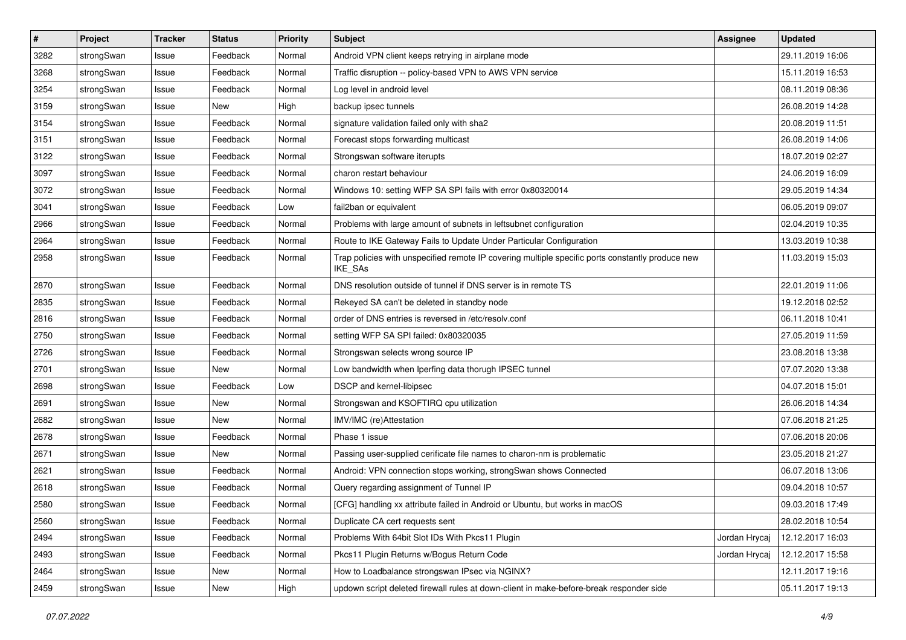| # | Project | Tracker | Status | Priority | Subject | Assignee | Updated |
|---|---|---|---|---|---|---|---|
| 3282 | strongSwan | Issue | Feedback | Normal | Android VPN client keeps retrying in airplane mode | | 29.11.2019 16:06 |
| 3268 | strongSwan | Issue | Feedback | Normal | Traffic disruption -- policy-based VPN to AWS VPN service | | 15.11.2019 16:53 |
| 3254 | strongSwan | Issue | Feedback | Normal | Log level in android level | | 08.11.2019 08:36 |
| 3159 | strongSwan | Issue | New | High | backup ipsec tunnels | | 26.08.2019 14:28 |
| 3154 | strongSwan | Issue | Feedback | Normal | signature validation failed only with sha2 | | 20.08.2019 11:51 |
| 3151 | strongSwan | Issue | Feedback | Normal | Forecast stops forwarding multicast | | 26.08.2019 14:06 |
| 3122 | strongSwan | Issue | Feedback | Normal | Strongswan software iterupts | | 18.07.2019 02:27 |
| 3097 | strongSwan | Issue | Feedback | Normal | charon restart behaviour | | 24.06.2019 16:09 |
| 3072 | strongSwan | Issue | Feedback | Normal | Windows 10: setting WFP SA SPI fails with error 0x80320014 | | 29.05.2019 14:34 |
| 3041 | strongSwan | Issue | Feedback | Low | fail2ban or equivalent | | 06.05.2019 09:07 |
| 2966 | strongSwan | Issue | Feedback | Normal | Problems with large amount of subnets in leftsubnet configuration | | 02.04.2019 10:35 |
| 2964 | strongSwan | Issue | Feedback | Normal | Route to IKE Gateway Fails to Update Under Particular Configuration | | 13.03.2019 10:38 |
| 2958 | strongSwan | Issue | Feedback | Normal | Trap policies with unspecified remote IP covering multiple specific ports constantly produce new IKE_SAs | | 11.03.2019 15:03 |
| 2870 | strongSwan | Issue | Feedback | Normal | DNS resolution outside of tunnel if DNS server is in remote TS | | 22.01.2019 11:06 |
| 2835 | strongSwan | Issue | Feedback | Normal | Rekeyed SA can't be deleted in standby node | | 19.12.2018 02:52 |
| 2816 | strongSwan | Issue | Feedback | Normal | order of DNS entries is reversed in /etc/resolv.conf | | 06.11.2018 10:41 |
| 2750 | strongSwan | Issue | Feedback | Normal | setting WFP SA SPI failed: 0x80320035 | | 27.05.2019 11:59 |
| 2726 | strongSwan | Issue | Feedback | Normal | Strongswan selects wrong source IP | | 23.08.2018 13:38 |
| 2701 | strongSwan | Issue | New | Normal | Low bandwidth when Iperfing data thorugh IPSEC tunnel | | 07.07.2020 13:38 |
| 2698 | strongSwan | Issue | Feedback | Low | DSCP and kernel-libipsec | | 04.07.2018 15:01 |
| 2691 | strongSwan | Issue | New | Normal | Strongswan and KSOFTIRQ cpu utilization | | 26.06.2018 14:34 |
| 2682 | strongSwan | Issue | New | Normal | IMV/IMC (re)Attestation | | 07.06.2018 21:25 |
| 2678 | strongSwan | Issue | Feedback | Normal | Phase 1 issue | | 07.06.2018 20:06 |
| 2671 | strongSwan | Issue | New | Normal | Passing user-supplied cerificate file names to charon-nm is problematic | | 23.05.2018 21:27 |
| 2621 | strongSwan | Issue | Feedback | Normal | Android: VPN connection stops working, strongSwan shows Connected | | 06.07.2018 13:06 |
| 2618 | strongSwan | Issue | Feedback | Normal | Query regarding assignment of Tunnel IP | | 09.04.2018 10:57 |
| 2580 | strongSwan | Issue | Feedback | Normal | [CFG] handling xx attribute failed in Android or Ubuntu, but works in macOS | | 09.03.2018 17:49 |
| 2560 | strongSwan | Issue | Feedback | Normal | Duplicate CA cert requests sent | | 28.02.2018 10:54 |
| 2494 | strongSwan | Issue | Feedback | Normal | Problems With 64bit Slot IDs With Pkcs11 Plugin | Jordan Hrycaj | 12.12.2017 16:03 |
| 2493 | strongSwan | Issue | Feedback | Normal | Pkcs11 Plugin Returns w/Bogus Return Code | Jordan Hrycaj | 12.12.2017 15:58 |
| 2464 | strongSwan | Issue | New | Normal | How to Loadbalance strongswan IPsec via NGINX? | | 12.11.2017 19:16 |
| 2459 | strongSwan | Issue | New | High | updown script deleted firewall rules at down-client in make-before-break responder side | | 05.11.2017 19:13 |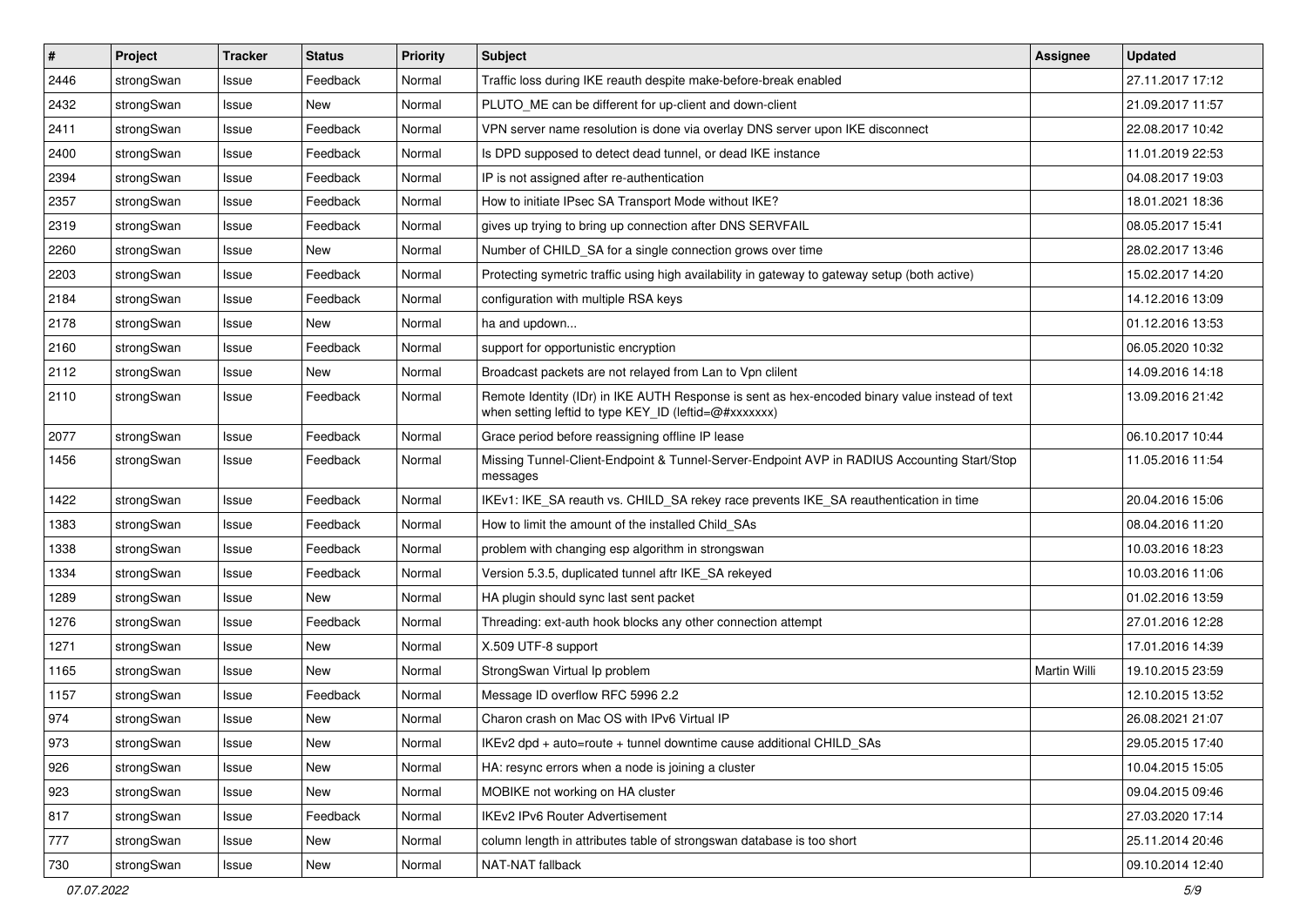| # | Project | Tracker | Status | Priority | Subject | Assignee | Updated |
|---|---|---|---|---|---|---|---|
| 2446 | strongSwan | Issue | Feedback | Normal | Traffic loss during IKE reauth despite make-before-break enabled | | 27.11.2017 17:12 |
| 2432 | strongSwan | Issue | New | Normal | PLUTO_ME can be different for up-client and down-client | | 21.09.2017 11:57 |
| 2411 | strongSwan | Issue | Feedback | Normal | VPN server name resolution is done via overlay DNS server upon IKE disconnect | | 22.08.2017 10:42 |
| 2400 | strongSwan | Issue | Feedback | Normal | Is DPD supposed to detect dead tunnel, or dead IKE instance | | 11.01.2019 22:53 |
| 2394 | strongSwan | Issue | Feedback | Normal | IP is not assigned after re-authentication | | 04.08.2017 19:03 |
| 2357 | strongSwan | Issue | Feedback | Normal | How to initiate IPsec SA Transport Mode without IKE? | | 18.01.2021 18:36 |
| 2319 | strongSwan | Issue | Feedback | Normal | gives up trying to bring up connection after DNS SERVFAIL | | 08.05.2017 15:41 |
| 2260 | strongSwan | Issue | New | Normal | Number of CHILD_SA for a single connection grows over time | | 28.02.2017 13:46 |
| 2203 | strongSwan | Issue | Feedback | Normal | Protecting symetric traffic using high availability in gateway to gateway setup (both active) | | 15.02.2017 14:20 |
| 2184 | strongSwan | Issue | Feedback | Normal | configuration with multiple RSA keys | | 14.12.2016 13:09 |
| 2178 | strongSwan | Issue | New | Normal | ha and updown... | | 01.12.2016 13:53 |
| 2160 | strongSwan | Issue | Feedback | Normal | support for opportunistic encryption | | 06.05.2020 10:32 |
| 2112 | strongSwan | Issue | New | Normal | Broadcast packets are not relayed from Lan to Vpn clilent | | 14.09.2016 14:18 |
| 2110 | strongSwan | Issue | Feedback | Normal | Remote Identity (IDr) in IKE AUTH Response is sent as hex-encoded binary value instead of text when setting leftid to type KEY_ID (leftid=@#xxxxxxx) | | 13.09.2016 21:42 |
| 2077 | strongSwan | Issue | Feedback | Normal | Grace period before reassigning offline IP lease | | 06.10.2017 10:44 |
| 1456 | strongSwan | Issue | Feedback | Normal | Missing Tunnel-Client-Endpoint & Tunnel-Server-Endpoint AVP in RADIUS Accounting Start/Stop messages | | 11.05.2016 11:54 |
| 1422 | strongSwan | Issue | Feedback | Normal | IKEv1: IKE_SA reauth vs. CHILD_SA rekey race prevents IKE_SA reauthentication in time | | 20.04.2016 15:06 |
| 1383 | strongSwan | Issue | Feedback | Normal | How to limit the amount of the installed Child_SAs | | 08.04.2016 11:20 |
| 1338 | strongSwan | Issue | Feedback | Normal | problem with changing esp algorithm in strongswan | | 10.03.2016 18:23 |
| 1334 | strongSwan | Issue | Feedback | Normal | Version 5.3.5, duplicated tunnel aftr IKE_SA rekeyed | | 10.03.2016 11:06 |
| 1289 | strongSwan | Issue | New | Normal | HA plugin should sync last sent packet | | 01.02.2016 13:59 |
| 1276 | strongSwan | Issue | Feedback | Normal | Threading: ext-auth hook blocks any other connection attempt | | 27.01.2016 12:28 |
| 1271 | strongSwan | Issue | New | Normal | X.509 UTF-8 support | | 17.01.2016 14:39 |
| 1165 | strongSwan | Issue | New | Normal | StrongSwan Virtual Ip problem | Martin Willi | 19.10.2015 23:59 |
| 1157 | strongSwan | Issue | Feedback | Normal | Message ID overflow RFC 5996 2.2 | | 12.10.2015 13:52 |
| 974 | strongSwan | Issue | New | Normal | Charon crash on Mac OS with IPv6 Virtual IP | | 26.08.2021 21:07 |
| 973 | strongSwan | Issue | New | Normal | IKEv2 dpd + auto=route + tunnel downtime cause additional CHILD_SAs | | 29.05.2015 17:40 |
| 926 | strongSwan | Issue | New | Normal | HA: resync errors when a node is joining a cluster | | 10.04.2015 15:05 |
| 923 | strongSwan | Issue | New | Normal | MOBIKE not working on HA cluster | | 09.04.2015 09:46 |
| 817 | strongSwan | Issue | Feedback | Normal | IKEv2 IPv6 Router Advertisement | | 27.03.2020 17:14 |
| 777 | strongSwan | Issue | New | Normal | column length in attributes table of strongswan database is too short | | 25.11.2014 20:46 |
| 730 | strongSwan | Issue | New | Normal | NAT-NAT fallback | | 09.10.2014 12:40 |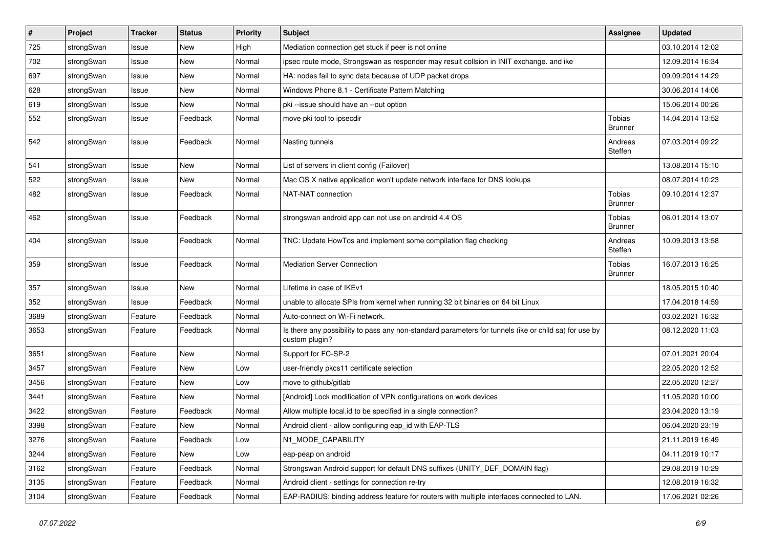| # | Project | Tracker | Status | Priority | Subject | Assignee | Updated |
|---|---|---|---|---|---|---|---|
| 725 | strongSwan | Issue | New | High | Mediation connection get stuck if peer is not online | | 03.10.2014 12:02 |
| 702 | strongSwan | Issue | New | Normal | ipsec route mode, Strongswan as responder may result collsion in INIT exchange. and ike | | 12.09.2014 16:34 |
| 697 | strongSwan | Issue | New | Normal | HA: nodes fail to sync data because of UDP packet drops | | 09.09.2014 14:29 |
| 628 | strongSwan | Issue | New | Normal | Windows Phone 8.1 - Certificate Pattern Matching | | 30.06.2014 14:06 |
| 619 | strongSwan | Issue | New | Normal | pki --issue should have an --out option | | 15.06.2014 00:26 |
| 552 | strongSwan | Issue | Feedback | Normal | move pki tool to ipsecdir | Tobias Brunner | 14.04.2014 13:52 |
| 542 | strongSwan | Issue | Feedback | Normal | Nesting tunnels | Andreas Steffen | 07.03.2014 09:22 |
| 541 | strongSwan | Issue | New | Normal | List of servers in client config (Failover) | | 13.08.2014 15:10 |
| 522 | strongSwan | Issue | New | Normal | Mac OS X native application won't update network interface for DNS lookups | | 08.07.2014 10:23 |
| 482 | strongSwan | Issue | Feedback | Normal | NAT-NAT connection | Tobias Brunner | 09.10.2014 12:37 |
| 462 | strongSwan | Issue | Feedback | Normal | strongswan android app can not use on android 4.4 OS | Tobias Brunner | 06.01.2014 13:07 |
| 404 | strongSwan | Issue | Feedback | Normal | TNC: Update HowTos and implement some compilation flag checking | Andreas Steffen | 10.09.2013 13:58 |
| 359 | strongSwan | Issue | Feedback | Normal | Mediation Server Connection | Tobias Brunner | 16.07.2013 16:25 |
| 357 | strongSwan | Issue | New | Normal | Lifetime in case of IKEv1 | | 18.05.2015 10:40 |
| 352 | strongSwan | Issue | Feedback | Normal | unable to allocate SPIs from kernel when running 32 bit binaries on 64 bit Linux | | 17.04.2018 14:59 |
| 3689 | strongSwan | Feature | Feedback | Normal | Auto-connect on Wi-Fi network. | | 03.02.2021 16:32 |
| 3653 | strongSwan | Feature | Feedback | Normal | Is there any possibility to pass any non-standard parameters for tunnels (ike or child sa) for use by custom plugin? | | 08.12.2020 11:03 |
| 3651 | strongSwan | Feature | New | Normal | Support for FC-SP-2 | | 07.01.2021 20:04 |
| 3457 | strongSwan | Feature | New | Low | user-friendly pkcs11 certificate selection | | 22.05.2020 12:52 |
| 3456 | strongSwan | Feature | New | Low | move to github/gitlab | | 22.05.2020 12:27 |
| 3441 | strongSwan | Feature | New | Normal | [Android] Lock modification of VPN configurations on work devices | | 11.05.2020 10:00 |
| 3422 | strongSwan | Feature | Feedback | Normal | Allow multiple local.id to be specified in a single connection? | | 23.04.2020 13:19 |
| 3398 | strongSwan | Feature | New | Normal | Android client - allow configuring eap_id with EAP-TLS | | 06.04.2020 23:19 |
| 3276 | strongSwan | Feature | Feedback | Low | N1_MODE_CAPABILITY | | 21.11.2019 16:49 |
| 3244 | strongSwan | Feature | New | Low | eap-peap on android | | 04.11.2019 10:17 |
| 3162 | strongSwan | Feature | Feedback | Normal | Strongswan Android support for default DNS suffixes (UNITY_DEF_DOMAIN flag) | | 29.08.2019 10:29 |
| 3135 | strongSwan | Feature | Feedback | Normal | Android client - settings for connection re-try | | 12.08.2019 16:32 |
| 3104 | strongSwan | Feature | Feedback | Normal | EAP-RADIUS: binding address feature for routers with multiple interfaces connected to LAN. | | 17.06.2021 02:26 |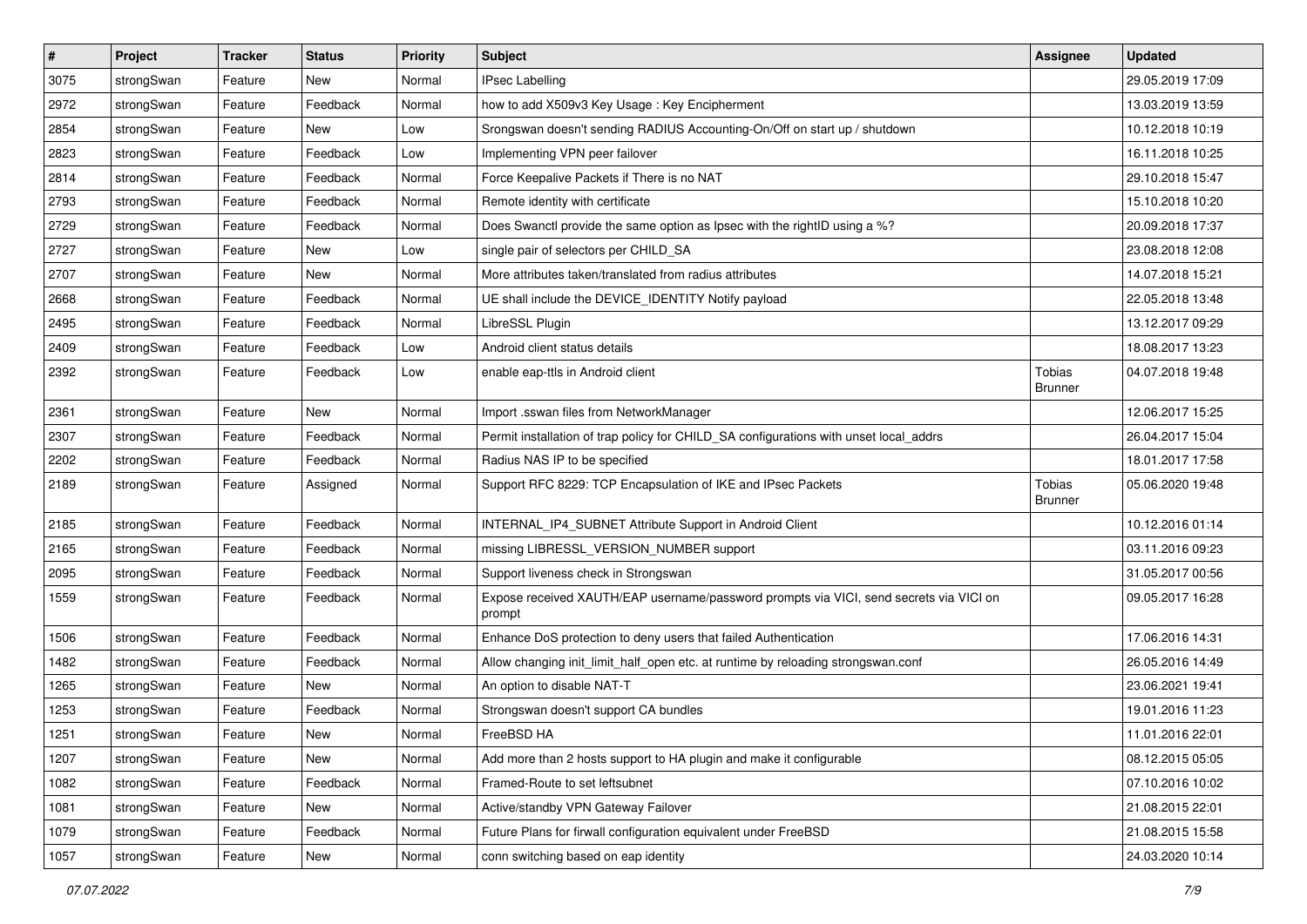| # | Project | Tracker | Status | Priority | Subject | Assignee | Updated |
|---|---|---|---|---|---|---|---|
| 3075 | strongSwan | Feature | New | Normal | IPsec Labelling | | 29.05.2019 17:09 |
| 2972 | strongSwan | Feature | Feedback | Normal | how to add X509v3 Key Usage : Key Encipherment | | 13.03.2019 13:59 |
| 2854 | strongSwan | Feature | New | Low | Srongswan doesn't sending RADIUS Accounting-On/Off on start up / shutdown | | 10.12.2018 10:19 |
| 2823 | strongSwan | Feature | Feedback | Low | Implementing VPN peer failover | | 16.11.2018 10:25 |
| 2814 | strongSwan | Feature | Feedback | Normal | Force Keepalive Packets if There is no NAT | | 29.10.2018 15:47 |
| 2793 | strongSwan | Feature | Feedback | Normal | Remote identity with certificate | | 15.10.2018 10:20 |
| 2729 | strongSwan | Feature | Feedback | Normal | Does Swanctl provide the same option as Ipsec with the rightID using a %? | | 20.09.2018 17:37 |
| 2727 | strongSwan | Feature | New | Low | single pair of selectors per CHILD_SA | | 23.08.2018 12:08 |
| 2707 | strongSwan | Feature | New | Normal | More attributes taken/translated from radius attributes | | 14.07.2018 15:21 |
| 2668 | strongSwan | Feature | Feedback | Normal | UE shall include the DEVICE_IDENTITY Notify payload | | 22.05.2018 13:48 |
| 2495 | strongSwan | Feature | Feedback | Normal | LibreSSL Plugin | | 13.12.2017 09:29 |
| 2409 | strongSwan | Feature | Feedback | Low | Android client status details | | 18.08.2017 13:23 |
| 2392 | strongSwan | Feature | Feedback | Low | enable eap-ttls in Android client | Tobias Brunner | 04.07.2018 19:48 |
| 2361 | strongSwan | Feature | New | Normal | Import .sswan files from NetworkManager | | 12.06.2017 15:25 |
| 2307 | strongSwan | Feature | Feedback | Normal | Permit installation of trap policy for CHILD_SA configurations with unset local_addrs | | 26.04.2017 15:04 |
| 2202 | strongSwan | Feature | Feedback | Normal | Radius NAS IP to be specified | | 18.01.2017 17:58 |
| 2189 | strongSwan | Feature | Assigned | Normal | Support RFC 8229: TCP Encapsulation of IKE and IPsec Packets | Tobias Brunner | 05.06.2020 19:48 |
| 2185 | strongSwan | Feature | Feedback | Normal | INTERNAL_IP4_SUBNET Attribute Support in Android Client | | 10.12.2016 01:14 |
| 2165 | strongSwan | Feature | Feedback | Normal | missing LIBRESSL_VERSION_NUMBER support | | 03.11.2016 09:23 |
| 2095 | strongSwan | Feature | Feedback | Normal | Support liveness check in Strongswan | | 31.05.2017 00:56 |
| 1559 | strongSwan | Feature | Feedback | Normal | Expose received XAUTH/EAP username/password prompts via VICI, send secrets via VICI on prompt | | 09.05.2017 16:28 |
| 1506 | strongSwan | Feature | Feedback | Normal | Enhance DoS protection to deny users that failed Authentication | | 17.06.2016 14:31 |
| 1482 | strongSwan | Feature | Feedback | Normal | Allow changing init_limit_half_open etc. at runtime by reloading strongswan.conf | | 26.05.2016 14:49 |
| 1265 | strongSwan | Feature | New | Normal | An option to disable NAT-T | | 23.06.2021 19:41 |
| 1253 | strongSwan | Feature | Feedback | Normal | Strongswan doesn't support CA bundles | | 19.01.2016 11:23 |
| 1251 | strongSwan | Feature | New | Normal | FreeBSD HA | | 11.01.2016 22:01 |
| 1207 | strongSwan | Feature | New | Normal | Add more than 2 hosts support to HA plugin and make it configurable | | 08.12.2015 05:05 |
| 1082 | strongSwan | Feature | Feedback | Normal | Framed-Route to set leftsubnet | | 07.10.2016 10:02 |
| 1081 | strongSwan | Feature | New | Normal | Active/standby VPN Gateway Failover | | 21.08.2015 22:01 |
| 1079 | strongSwan | Feature | Feedback | Normal | Future Plans for firwall configuration equivalent under FreeBSD | | 21.08.2015 15:58 |
| 1057 | strongSwan | Feature | New | Normal | conn switching based on eap identity | | 24.03.2020 10:14 |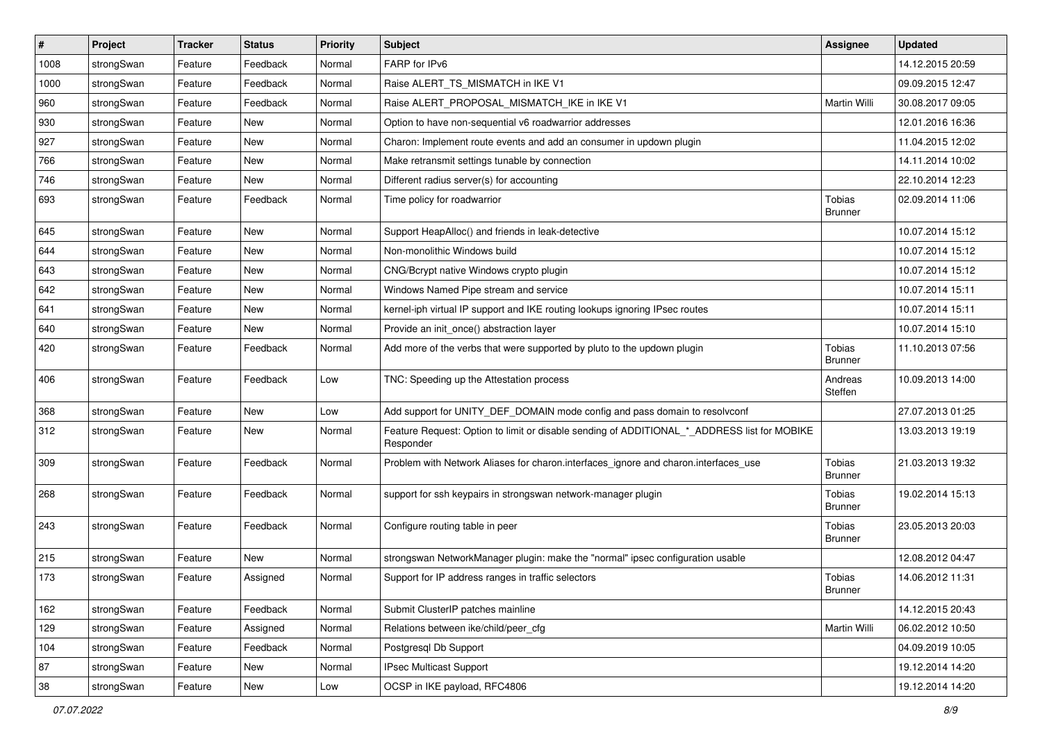| # | Project | Tracker | Status | Priority | Subject | Assignee | Updated |
|---|---|---|---|---|---|---|---|
| 1008 | strongSwan | Feature | Feedback | Normal | FARP for IPv6 | | 14.12.2015 20:59 |
| 1000 | strongSwan | Feature | Feedback | Normal | Raise ALERT_TS_MISMATCH in IKE V1 | | 09.09.2015 12:47 |
| 960 | strongSwan | Feature | Feedback | Normal | Raise ALERT_PROPOSAL_MISMATCH_IKE in IKE V1 | Martin Willi | 30.08.2017 09:05 |
| 930 | strongSwan | Feature | New | Normal | Option to have non-sequential v6 roadwarrior addresses | | 12.01.2016 16:36 |
| 927 | strongSwan | Feature | New | Normal | Charon: Implement route events and add an consumer in updown plugin | | 11.04.2015 12:02 |
| 766 | strongSwan | Feature | New | Normal | Make retransmit settings tunable by connection | | 14.11.2014 10:02 |
| 746 | strongSwan | Feature | New | Normal | Different radius server(s) for accounting | | 22.10.2014 12:23 |
| 693 | strongSwan | Feature | Feedback | Normal | Time policy for roadwarrior | Tobias Brunner | 02.09.2014 11:06 |
| 645 | strongSwan | Feature | New | Normal | Support HeapAlloc() and friends in leak-detective | | 10.07.2014 15:12 |
| 644 | strongSwan | Feature | New | Normal | Non-monolithic Windows build | | 10.07.2014 15:12 |
| 643 | strongSwan | Feature | New | Normal | CNG/Bcrypt native Windows crypto plugin | | 10.07.2014 15:12 |
| 642 | strongSwan | Feature | New | Normal | Windows Named Pipe stream and service | | 10.07.2014 15:11 |
| 641 | strongSwan | Feature | New | Normal | kernel-iph virtual IP support and IKE routing lookups ignoring IPsec routes | | 10.07.2014 15:11 |
| 640 | strongSwan | Feature | New | Normal | Provide an init_once() abstraction layer | | 10.07.2014 15:10 |
| 420 | strongSwan | Feature | Feedback | Normal | Add more of the verbs that were supported by pluto to the updown plugin | Tobias Brunner | 11.10.2013 07:56 |
| 406 | strongSwan | Feature | Feedback | Low | TNC: Speeding up the Attestation process | Andreas Steffen | 10.09.2013 14:00 |
| 368 | strongSwan | Feature | New | Low | Add support for UNITY_DEF_DOMAIN mode config and pass domain to resolvconf | | 27.07.2013 01:25 |
| 312 | strongSwan | Feature | New | Normal | Feature Request: Option to limit or disable sending of ADDITIONAL_*_ADDRESS list for MOBIKE Responder | | 13.03.2013 19:19 |
| 309 | strongSwan | Feature | Feedback | Normal | Problem with Network Aliases for charon.interfaces_ignore and charon.interfaces_use | Tobias Brunner | 21.03.2013 19:32 |
| 268 | strongSwan | Feature | Feedback | Normal | support for ssh keypairs in strongswan network-manager plugin | Tobias Brunner | 19.02.2014 15:13 |
| 243 | strongSwan | Feature | Feedback | Normal | Configure routing table in peer | Tobias Brunner | 23.05.2013 20:03 |
| 215 | strongSwan | Feature | New | Normal | strongswan NetworkManager plugin: make the "normal" ipsec configuration usable | | 12.08.2012 04:47 |
| 173 | strongSwan | Feature | Assigned | Normal | Support for IP address ranges in traffic selectors | Tobias Brunner | 14.06.2012 11:31 |
| 162 | strongSwan | Feature | Feedback | Normal | Submit ClusterIP patches mainline | | 14.12.2015 20:43 |
| 129 | strongSwan | Feature | Assigned | Normal | Relations between ike/child/peer_cfg | Martin Willi | 06.02.2012 10:50 |
| 104 | strongSwan | Feature | Feedback | Normal | Postgresql Db Support | | 04.09.2019 10:05 |
| 87 | strongSwan | Feature | New | Normal | IPsec Multicast Support | | 19.12.2014 14:20 |
| 38 | strongSwan | Feature | New | Low | OCSP in IKE payload, RFC4806 | | 19.12.2014 14:20 |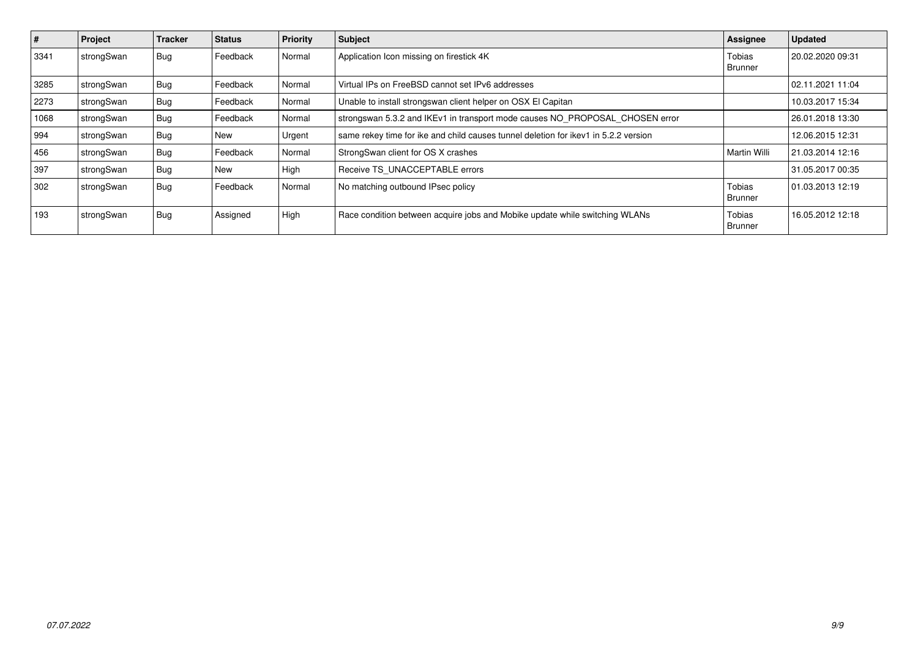| # | Project | Tracker | Status | Priority | Subject | Assignee | Updated |
|---|---|---|---|---|---|---|---|
| 3341 | strongSwan | Bug | Feedback | Normal | Application Icon missing on firestick 4K | Tobias Brunner | 20.02.2020 09:31 |
| 3285 | strongSwan | Bug | Feedback | Normal | Virtual IPs on FreeBSD cannot set IPv6 addresses | | 02.11.2021 11:04 |
| 2273 | strongSwan | Bug | Feedback | Normal | Unable to install strongswan client helper on OSX El Capitan | | 10.03.2017 15:34 |
| 1068 | strongSwan | Bug | Feedback | Normal | strongswan 5.3.2 and IKEv1 in transport mode causes NO_PROPOSAL_CHOSEN error | | 26.01.2018 13:30 |
| 994 | strongSwan | Bug | New | Urgent | same rekey time for ike and child causes tunnel deletion for ikev1 in 5.2.2 version | | 12.06.2015 12:31 |
| 456 | strongSwan | Bug | Feedback | Normal | StrongSwan client for OS X crashes | Martin Willi | 21.03.2014 12:16 |
| 397 | strongSwan | Bug | New | High | Receive TS_UNACCEPTABLE errors | | 31.05.2017 00:35 |
| 302 | strongSwan | Bug | Feedback | Normal | No matching outbound IPsec policy | Tobias Brunner | 01.03.2013 12:19 |
| 193 | strongSwan | Bug | Assigned | High | Race condition between acquire jobs and Mobike update while switching WLANs | Tobias Brunner | 16.05.2012 12:18 |